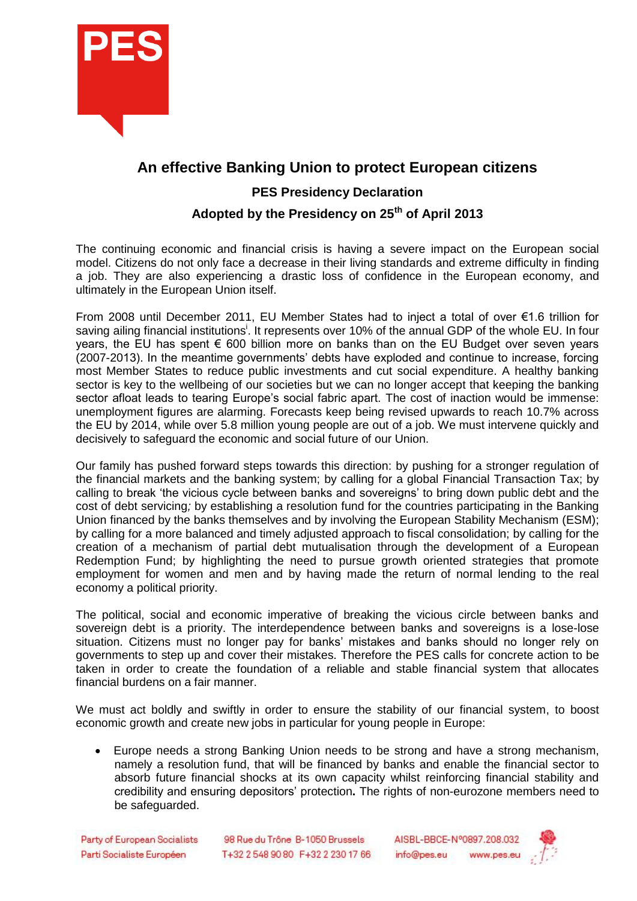# An effective Banking Union to protect European citizens

## PES Presidency Declaration

## Adopted by the Presidency on 25th of April 2013

The continuing economic and financial crisis is having a severe impact on the European social model. Citizens do not only face a decrease in their living standards and extreme difficulty in finding a job. They are also experiencing a drastic loss of confidence in the European economy, and ultimately in the European Union itself.

From 2008 until December 2011, EU Member States had to inject a total of over €1.6 trillion for saving ailing financial institutions[i]. It represents over 10% of the annual GDP of the whole EU. In four years, the EU has spent € 600 billion more on banks than on the EU Budget over seven years (2007-2013). In the meantime governments' debts have exploded and continue to increase, forcing most Member States to reduce public investments and cut social expenditure. A healthy banking sector is key to the wellbeing of our societies but we can no longer accept that keeping the banking sector afloat leads to tearing Europe's social fabric apart. The cost of inaction would be immense: unemployment figures are alarming. Forecasts keep being revised upwards to reach 10.7% across the EU by 2014, while over 5.8 million young people are out of a job. We must intervene quickly and decisively to safeguard the economic and social future of our Union.

Our family has pushed forward steps towards this direction: by pushing for a stronger regulation of the financial markets and the banking system; by calling for a global Financial Transaction Tax; by calling to break 'the vicious cycle between banks and sovereigns' to bring down public debt and the cost of debt servicing*;* by establishing a resolution fund for the countries participating in the Banking Union financed by the banks themselves and by involving the European Stability Mechanism (ESM); by calling for a more balanced and timely adjusted approach to fiscal consolidation; by calling for the creation of a mechanism of partial debt mutualisation through the development of a European Redemption Fund; by highlighting the need to pursue growth oriented strategies that promote employment for women and men and by having made the return of normal lending to the real economy a political priority.

The political, social and economic imperative of breaking the vicious circle between banks and sovereign debt is a priority. The interdependence between banks and sovereigns is a lose-lose situation. Citizens must no longer pay for banks' mistakes and banks should no longer rely on governments to step up and cover their mistakes. Therefore the PES calls for concrete action to be taken in order to create the foundation of a reliable and stable financial system that allocates financial burdens on a fair manner.

We must act boldly and swiftly in order to ensure the stability of our financial system, to boost economic growth and create new jobs in particular for young people in Europe:

- Europe needs a strong Banking Union needs to be strong and have a strong mechanism, namely a resolution fund, that will be financed by banks and enable the financial sector to absorb future financial shocks at its own capacity whilst reinforcing financial stability and credibility and ensuring depositors' protection**.** The rights of non-eurozone members need to be safeguarded.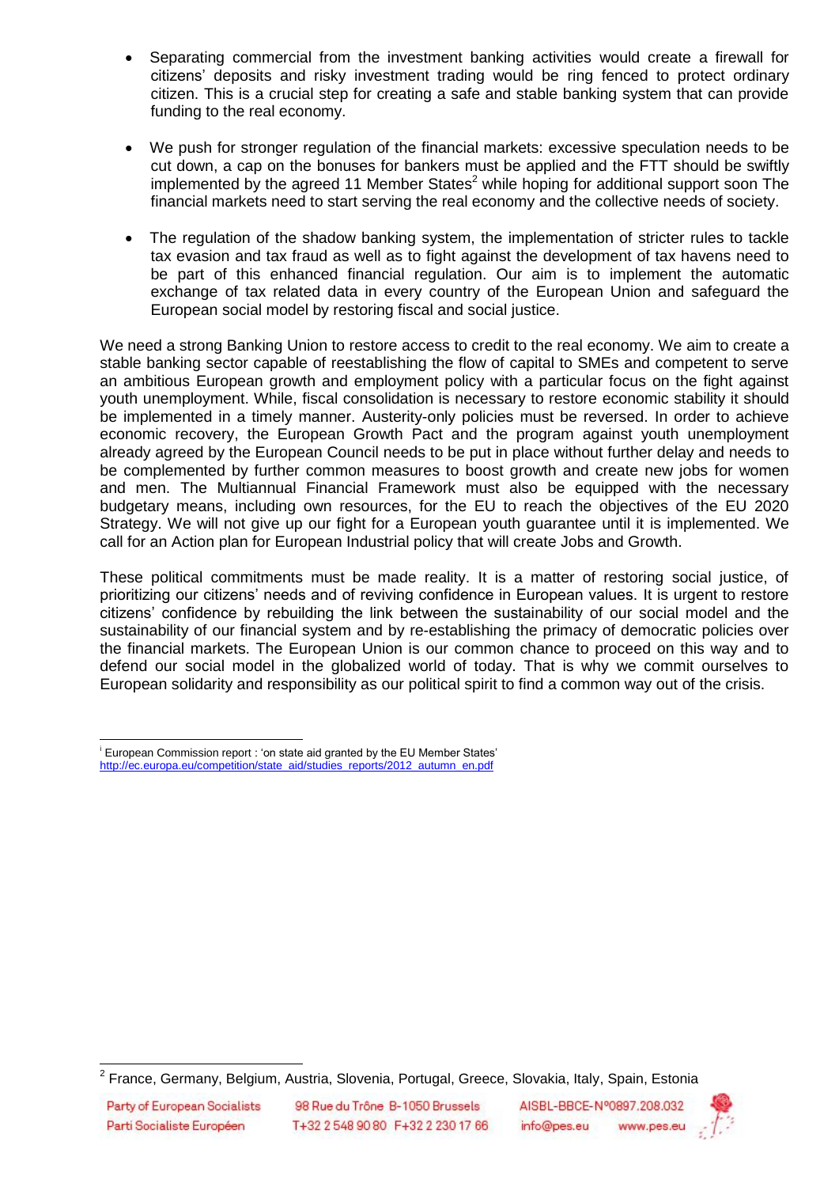- Separating commercial from the investment banking activities would create a firewall for citizens' deposits and risky investment trading would be ring fenced to protect ordinary citizen. This is a crucial step for creating a safe and stable banking system that can provide funding to the real economy.

- We push for stronger regulation of the financial markets: excessive speculation needs to be cut down, a cap on the bonuses for bankers must be applied and the FTT should be swiftly implemented by the agreed 11 Member States[2] while hoping for additional support soon The financial markets need to start serving the real economy and the collective needs of society.

- The regulation of the shadow banking system, the implementation of stricter rules to tackle tax evasion and tax fraud as well as to fight against the development of tax havens need to be part of this enhanced financial regulation. Our aim is to implement the automatic exchange of tax related data in every country of the European Union and safeguard the European social model by restoring fiscal and social justice.

We need a strong Banking Union to restore access to credit to the real economy. We aim to create a stable banking sector capable of reestablishing the flow of capital to SMEs and competent to serve an ambitious European growth and employment policy with a particular focus on the fight against youth unemployment. While, fiscal consolidation is necessary to restore economic stability it should be implemented in a timely manner. Austerity-only policies must be reversed. In order to achieve economic recovery, the European Growth Pact and the program against youth unemployment already agreed by the European Council needs to be put in place without further delay and needs to be complemented by further common measures to boost growth and create new jobs for women and men. The Multiannual Financial Framework must also be equipped with the necessary budgetary means, including own resources, for the EU to reach the objectives of the EU 2020 Strategy. We will not give up our fight for a European youth guarantee until it is implemented. We call for an Action plan for European Industrial policy that will create Jobs and Growth.

These political commitments must be made reality. It is a matter of restoring social justice, of prioritizing our citizens' needs and of reviving confidence in European values. It is urgent to restore citizens' confidence by rebuilding the link between the sustainability of our social model and the sustainability of our financial system and by re-establishing the primacy of democratic policies over the financial markets. The European Union is our common chance to proceed on this way and to defend our social model in the globalized world of today. That is why we commit ourselves to European solidarity and responsibility as our political spirit to find a common way out of the crisis.

---

[i] European Commission report : 'on state aid granted by the EU Member States' http://ec.europa.eu/competition/state_aid/studies_reports/2012_autumn_en.pdf

[2] France, Germany, Belgium, Austria, Slovenia, Portugal, Greece, Slovakia, Italy, Spain, Estonia